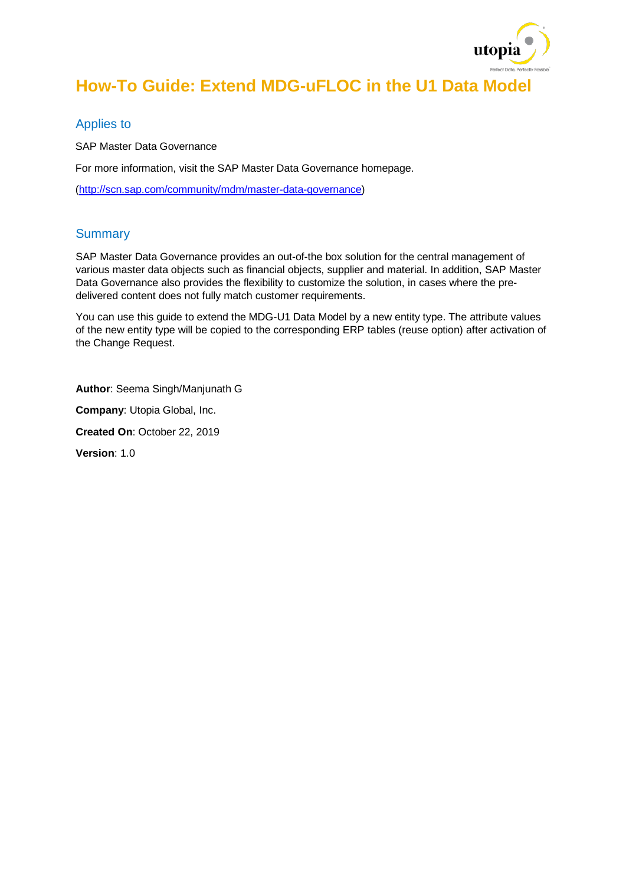# How-To Guide: Extend MDG-uFLOC in the U1 Data Model

## Applies to

SAP Master Data Governance

For more information, visit the SAP Master Data Governance homepage.

(http://scn.sap.com/community/mdm/master-data-governance)

## Summary

SAP Master Data Governance provides an out-of-the box solution for the central management of various master data objects such as financial objects, supplier and material. In addition, SAP Master Data Governance also provides the flexibility to customize the solution, in cases where the pre-delivered content does not fully match customer requirements.

You can use this guide to extend the MDG-U1 Data Model by a new entity type. The attribute values of the new entity type will be copied to the corresponding ERP tables (reuse option) after activation of the Change Request.

**Author**: Seema Singh/Manjunath G

**Company**: Utopia Global, Inc.

**Created On**: October 22, 2019

**Version**: 1.0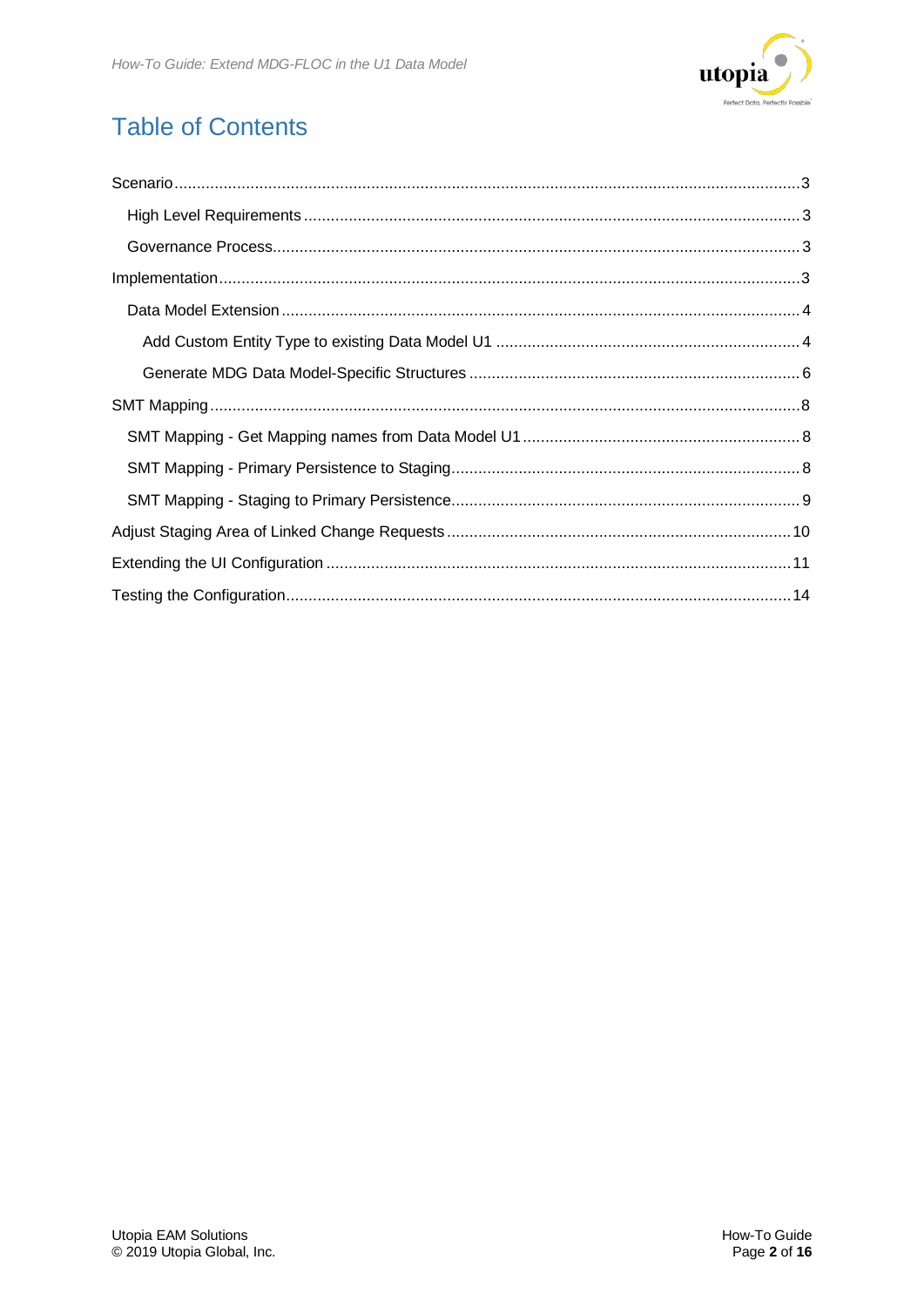# Table of Contents

- Scenario ... 3
  - High Level Requirements ... 3
  - Governance Process ... 3
- Implementation ... 3
  - Data Model Extension ... 4
    - Add Custom Entity Type to existing Data Model U1 ... 4
    - Generate MDG Data Model-Specific Structures ... 6
- SMT Mapping ... 8
  - SMT Mapping - Get Mapping names from Data Model U1 ... 8
  - SMT Mapping - Primary Persistence to Staging ... 8
  - SMT Mapping - Staging to Primary Persistence ... 9
- Adjust Staging Area of Linked Change Requests ... 10
- Extending the UI Configuration ... 11
- Testing the Configuration ... 14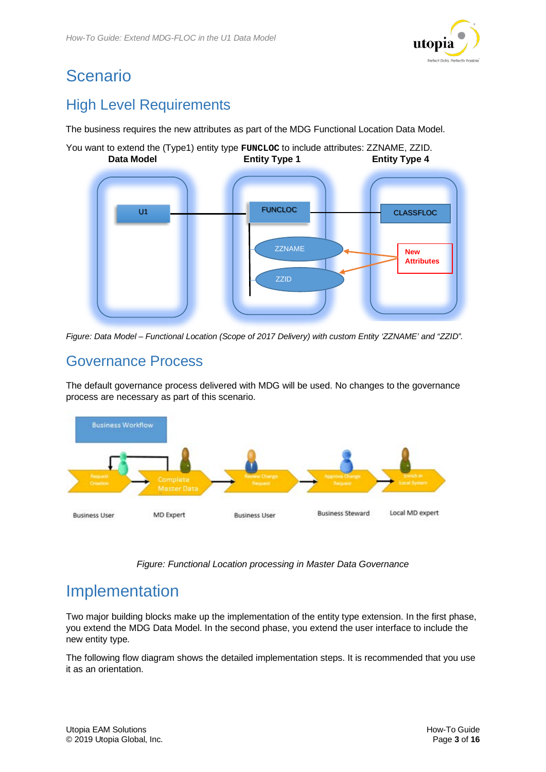# Scenario

## High Level Requirements

The business requires the new attributes as part of the MDG Functional Location Data Model.

You want to extend the (Type1) entity type **FUNCLOC** to include attributes: ZZNAME, ZZID.

*Figure: Data Model – Functional Location (Scope of 2017 Delivery) with custom Entity 'ZZNAME' and "ZZID".*

## Governance Process

The default governance process delivered with MDG will be used. No changes to the governance process are necessary as part of this scenario.

*Figure: Functional Location processing in Master Data Governance*

# Implementation

Two major building blocks make up the implementation of the entity type extension. In the first phase, you extend the MDG Data Model. In the second phase, you extend the user interface to include the new entity type.

The following flow diagram shows the detailed implementation steps. It is recommended that you use it as an orientation.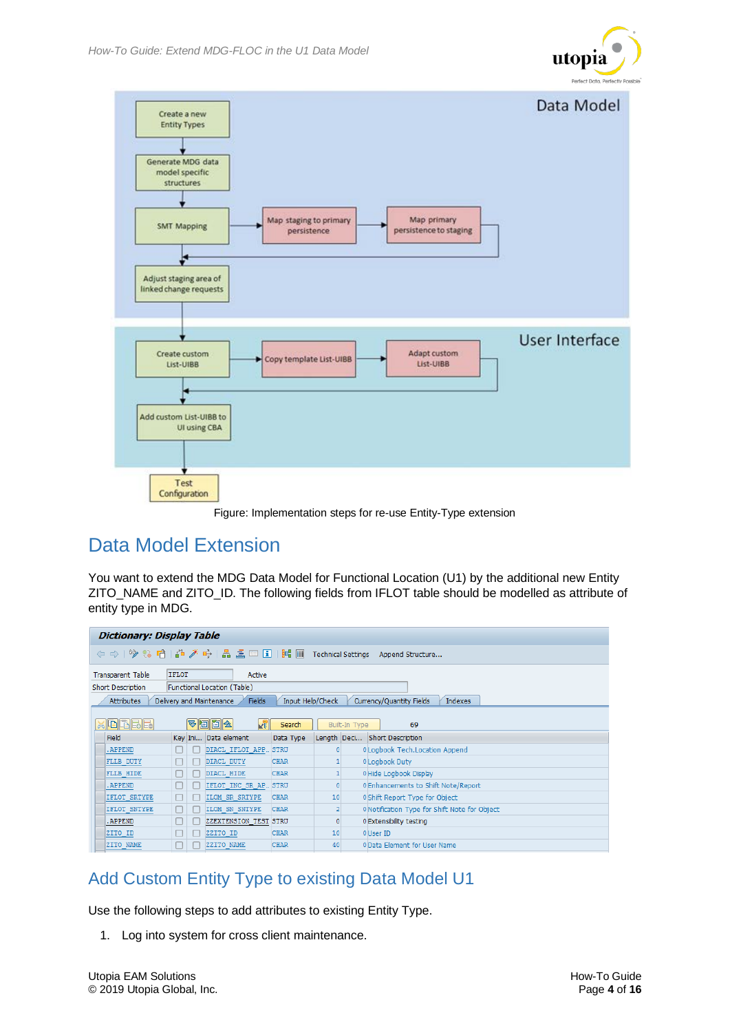Data Model

Create a new Entity Types → Generate MDG data model specific structures → SMT Mapping → Map staging to primary persistence → Map primary persistence to staging → Adjust staging area of linked change requests

User Interface

Create custom List-UIBB → Copy template List-UIBB → Adapt custom List-UIBB → Add custom List-UIBB to UI using CBA → Test Configuration

Figure: Implementation steps for re-use Entity-Type extension

# Data Model Extension

You want to extend the MDG Data Model for Functional Location (U1) by the additional new Entity ZITO_NAME and ZITO_ID. The following fields from IFLOT table should be modelled as attribute of entity type in MDG.

**Dictionary: Display Table**

Transparent Table: IFLOT — Active
Short Description: Functional Location (Table)

| Field | Key | Ini... | Data element | Data Type | Length | Deci... | Short Description |
|---|---|---|---|---|---|---|---|
| .APPEND | ☐ | ☐ | DIACL_IFLOT_APP... | STRU | 0 | 0 | Logbook Tech.Location Append |
| FLLB_DUTY | ☐ | ☐ | DIACL_DUTY | CHAR | 1 | 0 | Logbook Duty |
| FLLB_HIDE | ☐ | ☐ | DIACL_HIDE | CHAR | 1 | 0 | Hide Logbook Display |
| .APPEND | ☐ | ☐ | IFLOT_INC_SR_AP... | STRU | 0 | 0 | Enhancements to Shift Note/Report |
| IFLOT_SRTYPE | ☐ | ☐ | ILOM_SR_SRTYPE | CHAR | 10 | 0 | Shift Report Type for Object |
| IFLOT_SNTYPE | ☐ | ☐ | ILOM_SN_SNTYPE | CHAR | 2 | 0 | Notification Type for Shift Note for Object |
| .APPEND | ☐ | ☐ | ZZEXTENSION_TEST | STRU | 0 | 0 | Extensibilty testing |
| ZITO_ID | ☐ | ☐ | ZZITO_ID | CHAR | 10 | 0 | User ID |
| ZITO_NAME | ☐ | ☐ | ZZITO_NAME | CHAR | 40 | 0 | Data Element for User Name |

# Add Custom Entity Type to existing Data Model U1

Use the following steps to add attributes to existing Entity Type.

1. Log into system for cross client maintenance.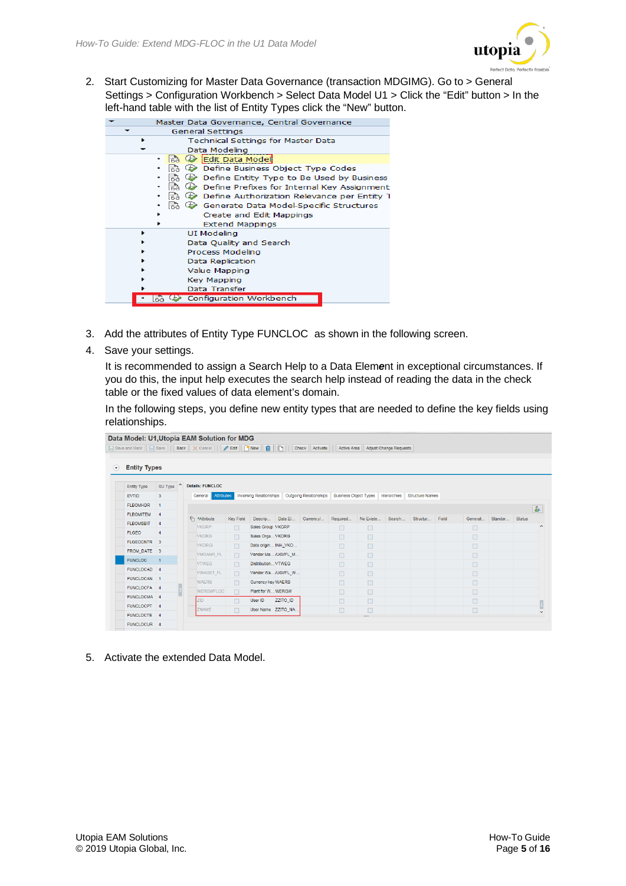2. Start Customizing for Master Data Governance (transaction MDGIMG). Go to > General Settings > Configuration Workbench > Select Data Model U1 > Click the “Edit” button > In the left-hand table with the list of Entity Types click the “New” button.

3. Add the attributes of Entity Type FUNCLOC as shown in the following screen.

4. Save your settings.

   It is recommended to assign a Search Help to a Data Element in exceptional circumstances. If you do this, the input help executes the search help instead of reading the data in the check table or the fixed values of data element’s domain.

   In the following steps, you define new entity types that are needed to define the key fields using relationships.

5. Activate the extended Data Model.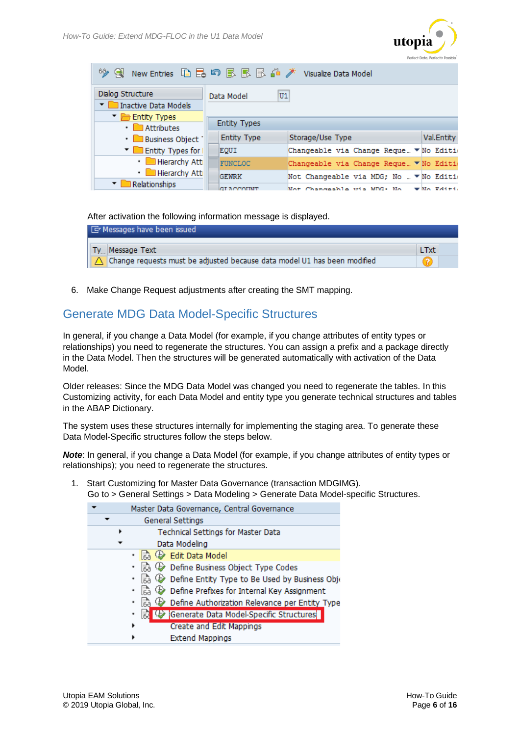After activation the following information message is displayed.

6. Make Change Request adjustments after creating the SMT mapping.

## Generate MDG Data Model-Specific Structures

In general, if you change a Data Model (for example, if you change attributes of entity types or relationships) you need to regenerate the structures. You can assign a prefix and a package directly in the Data Model. Then the structures will be generated automatically with activation of the Data Model.

Older releases: Since the MDG Data Model was changed you need to regenerate the tables. In this Customizing activity, for each Data Model and entity type you generate technical structures and tables in the ABAP Dictionary.

The system uses these structures internally for implementing the staging area. To generate these Data Model-Specific structures follow the steps below.

***Note***: In general, if you change a Data Model (for example, if you change attributes of entity types or relationships); you need to regenerate the structures.

1. Start Customizing for Master Data Governance (transaction MDGIMG).
   Go to > General Settings > Data Modeling > Generate Data Model-specific Structures.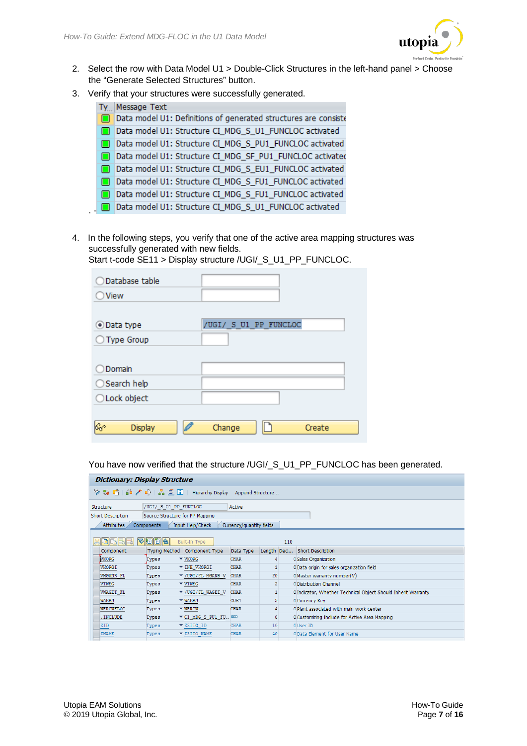2. Select the row with Data Model U1 > Double-Click Structures in the left-hand panel > Choose the “Generate Selected Structures” button.
3. Verify that your structures were successfully generated.

| Ty... | Message Text |
|---|---|
| | Data model U1: Definitions of generated structures are consiste |
| | Data model U1: Structure CI_MDG_S_U1_FUNCLOC activated |
| | Data model U1: Structure CI_MDG_S_PU1_FUNCLOC activated |
| | Data model U1: Structure CI_MDG_SF_PU1_FUNCLOC activatec |
| | Data model U1: Structure CI_MDG_S_EU1_FUNCLOC activated |
| | Data model U1: Structure CI_MDG_S_FU1_FUNCLOC activated |
| | Data model U1: Structure CI_MDG_S_FU1_FUNCLOC activated |
| | Data model U1: Structure CI_MDG_S_U1_FUNCLOC activated |

4. In the following steps, you verify that one of the active area mapping structures was successfully generated with new fields.
   Start t-code SE11 > Display structure /UGI/_S_U1_PP_FUNCLOC.

   - Database table
   - View
   - Data type: /UGI/_S_U1_PP_FUNCLOC
   - Type Group
   - Domain
   - Search help
   - Lock object

   Display | Change | Create

   You have now verified that the structure /UGI/_S_U1_PP_FUNCLOC has been generated.

**Dictionary: Display Structure**

Structure: /UGI/_S_U1_PP_FUNCLOC — Active
Short Description: Source Structure for PP Mapping

| Component | Typing Method | Component Type | Data Type | Length | Deci... | Short Description |
|---|---|---|---|---|---|---|
| VKORG | Types | VKORG | CHAR | 4 | 0 | Sales Organization |
| VKORGI | Types | INH_VKORGI | CHAR | 1 | 0 | Data origin for sales organization field |
| VMGANR_FL | Types | /UGI/FL_MGANR_V | CHAR | 20 | 0 | Master warranty number(V) |
| VTWEG | Types | VTWEG | CHAR | 2 | 0 | Distribution Channel |
| VWAGET_FL | Types | /UGI/FL_WAGET_V | CHAR | 1 | 0 | Indicator, Whether Technical Object Should Inherit Warranty |
| WAERS | Types | WAERS | CUKY | 5 | 0 | Currency Key |
| WERGWFLOC | Types | WERGW | CHAR | 4 | 0 | Plant associated with main work center |
| .INCLUDE | Types | CI_MDG_S_PU1_FU... | | 0 | 0 | Customizing Include for Active Area Mapping |
| ZID | Types | ZZITO_ID | CHAR | 10 | 0 | User ID |
| ZNAME | Types | ZZITO_NAME | CHAR | 40 | 0 | Data Element for User Name |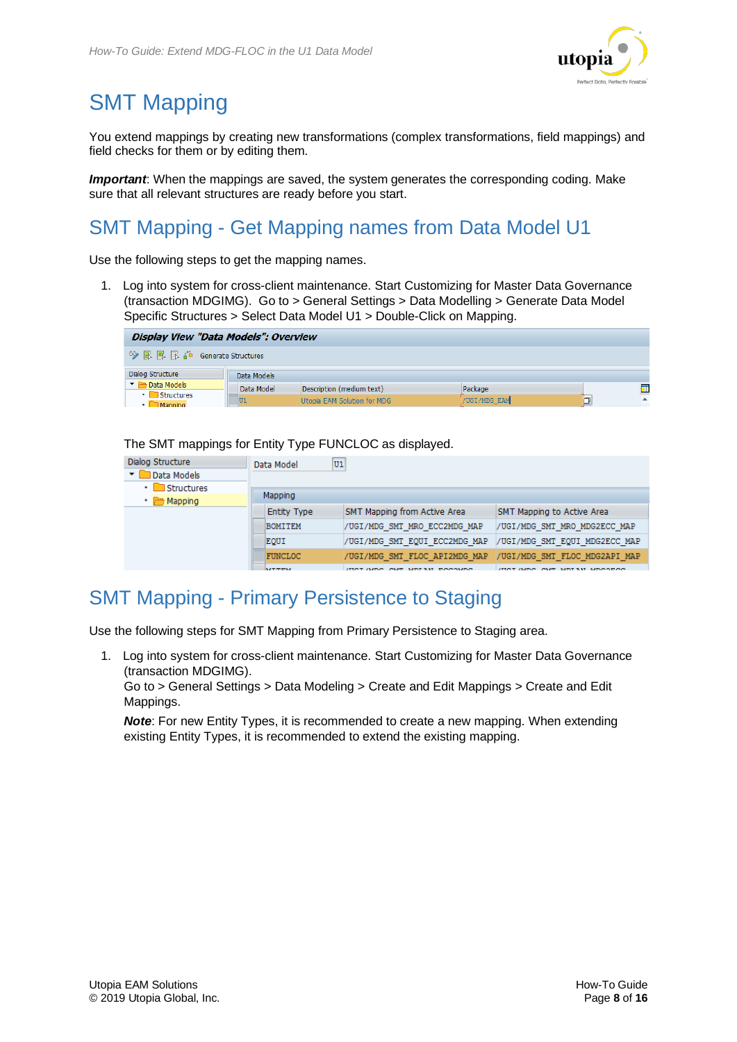# SMT Mapping

You extend mappings by creating new transformations (complex transformations, field mappings) and field checks for them or by editing them.

***Important***: When the mappings are saved, the system generates the corresponding coding. Make sure that all relevant structures are ready before you start.

## SMT Mapping - Get Mapping names from Data Model U1

Use the following steps to get the mapping names.

1. Log into system for cross-client maintenance. Start Customizing for Master Data Governance (transaction MDGIMG). Go to > General Settings > Data Modelling > Generate Data Model Specific Structures > Select Data Model U1 > Double-Click on Mapping.

   The SMT mappings for Entity Type FUNCLOC as displayed.

## SMT Mapping - Primary Persistence to Staging

Use the following steps for SMT Mapping from Primary Persistence to Staging area.

1. Log into system for cross-client maintenance. Start Customizing for Master Data Governance (transaction MDGIMG).
   Go to > General Settings > Data Modeling > Create and Edit Mappings > Create and Edit Mappings.

   ***Note***: For new Entity Types, it is recommended to create a new mapping. When extending existing Entity Types, it is recommended to extend the existing mapping.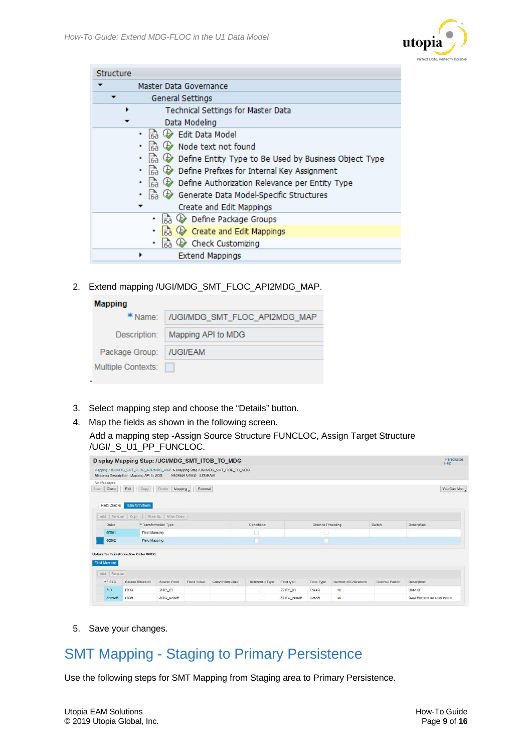Structure

- Master Data Governance
  - General Settings
    - Technical Settings for Master Data
    - Data Modeling
      - Edit Data Model
      - Node text not found
      - Define Entity Type to Be Used by Business Object Type
      - Define Prefixes for Internal Key Assignment
      - Define Authorization Relevance per Entity Type
      - Generate Data Model-Specific Structures
      - Create and Edit Mappings
        - Define Package Groups
        - Create and Edit Mappings
        - Check Customizing
      - Extend Mappings

2. Extend mapping /UGI/MDG_SMT_FLOC_API2MDG_MAP.

**Mapping**

| | |
|---|---|
| * Name: | /UGI/MDG_SMT_FLOC_API2MDG_MAP |
| Description: | Mapping API to MDG |
| Package Group: | /UGI/EAM |
| Multiple Contexts: | ☐ |

-

3. Select mapping step and choose the “Details” button.
4. Map the fields as shown in the following screen.

   Add a mapping step -Assign Source Structure FUNCLOC, Assign Target Structure /UGI/_S_U1_PP_FUNCLOC.

Display Mapping Step: /UGI/MDG_SMT_ITOB_TO_MDG

Mapping /UGI/MDG_SMT_FLOC_API2MDG_MAP > Mapping Step /UGI/MDG_SMT_ITOB_TO_MDG
Mapping Description Mapping API to MDG    Package Group /UGI/EAM

Field Checks | Transformations

| Order | *Transformation Type | Conditional | Chain to Preceding | Switch | Description |
|---|---|---|---|---|---|
| 00001 | Field Mapping | ☐ | ☐ | | |
| 00002 | Field Mapping | ☐ | ☐ | | |

Details for Transformation Order 00002

Field Mapping

| *FIELD | Source Structure | Source Field | Fixed Value | Conversion Class | Reference Type | Field type | Data Type | Number of Characters | Decimal Places | Description |
|---|---|---|---|---|---|---|---|---|---|---|
| ZID | ITOB | ZITO_ID | | | ☐ | ZZITO_ID | CHAR | 10 | | User ID |
| ZNAME | ITOB | ZITO_NAME | | | ☐ | ZZITO_NAME | CHAR | 40 | | Data Element for user Name |

5. Save your changes.

## SMT Mapping - Staging to Primary Persistence

Use the following steps for SMT Mapping from Staging area to Primary Persistence.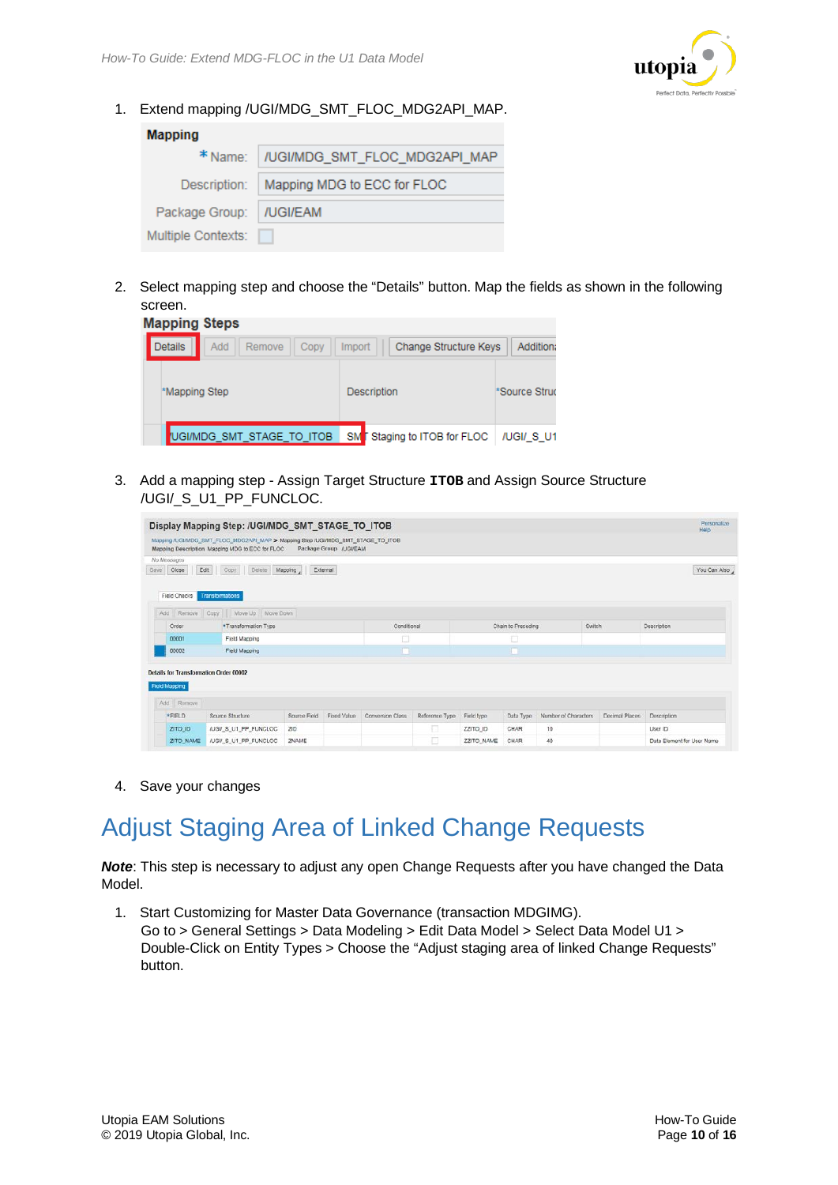1. Extend mapping /UGI/MDG_SMT_FLOC_MDG2API_MAP.

**Mapping**

| | |
|---|---|
| * Name: | /UGI/MDG_SMT_FLOC_MDG2API_MAP |
| Description: | Mapping MDG to ECC for FLOC |
| Package Group: | /UGI/EAM |
| Multiple Contexts: | |

2. Select mapping step and choose the "Details" button. Map the fields as shown in the following screen.

**Mapping Steps**

Details | Add | Remove | Copy | Import | Change Structure Keys | Addition

| *Mapping Step | Description | *Source Struc |
|---|---|---|
| /UGI/MDG_SMT_STAGE_TO_ITOB | SMT Staging to ITOB for FLOC | /UGI/_S_U1 |

3. Add a mapping step - Assign Target Structure **ITOB** and Assign Source Structure /UGI/_S_U1_PP_FUNCLOC.

Display Mapping Step: /UGI/MDG_SMT_STAGE_TO_ITOB

Mapping /UGI/MDG_SMT_FLOC_MDG2API_MAP > Mapping Step /UGI/MDG_SMT_STAGE_TO_ITOB
Mapping Description Mapping MDG to ECC for FLOC Package Group /UGI/EAM

Field Checks | Transformations

| Order | *Transformation Type | Conditional | Chain to Preceding | Switch | Description |
|---|---|---|---|---|---|
| 00001 | Field Mapping | | | | |
| 00002 | Field Mapping | | | | |

Details for Transformation Order 00002

Field Mapping

| *FIELD | Source Structure | Source Field | Fixed Value | Conversion Class | Reference Type | Field type | Data Type | Number of Characters | Decimal Places | Description |
|---|---|---|---|---|---|---|---|---|---|---|
| ZITO_ID | /UGI/_S_U1_PP_FUNCLOC | ZID | | | | ZZITO_ID | CHAR | 10 | | User ID |
| ZITO_NAME | /UGI/_S_U1_PP_FUNCLOC | ZNAME | | | | ZZITO_NAME | CHAR | 40 | | Data Element for User Name |

4. Save your changes

# Adjust Staging Area of Linked Change Requests

***Note***: This step is necessary to adjust any open Change Requests after you have changed the Data Model.

1. Start Customizing for Master Data Governance (transaction MDGIMG).
   Go to > General Settings > Data Modeling > Edit Data Model > Select Data Model U1 > Double-Click on Entity Types > Choose the "Adjust staging area of linked Change Requests" button.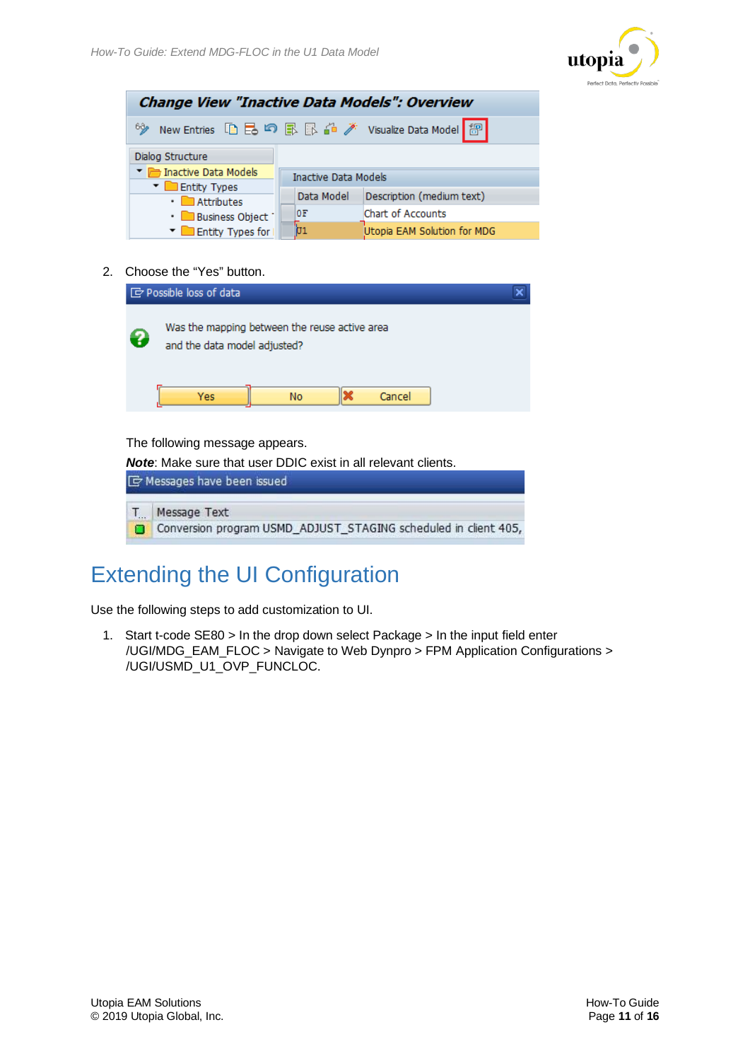2. Choose the “Yes” button.

The following message appears.

***Note***: Make sure that user DDIC exist in all relevant clients.

## Extending the UI Configuration

Use the following steps to add customization to UI.

1. Start t-code SE80 > In the drop down select Package > In the input field enter /UGI/MDG_EAM_FLOC > Navigate to Web Dynpro > FPM Application Configurations > /UGI/USMD_U1_OVP_FUNCLOC.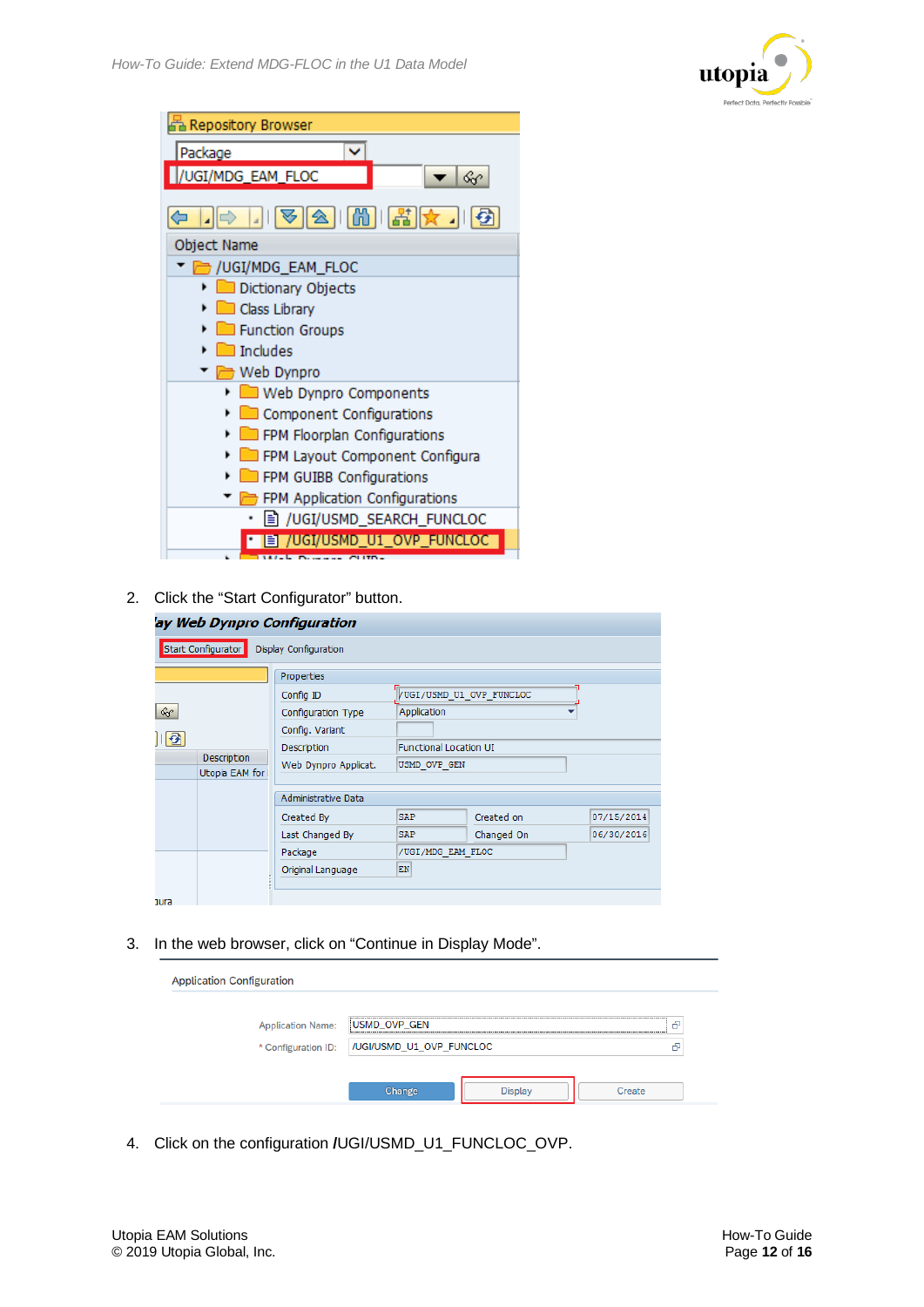2. Click the "Start Configurator" button.

3. In the web browser, click on "Continue in Display Mode".

4. Click on the configuration /UGI/USMD_U1_FUNCLOC_OVP.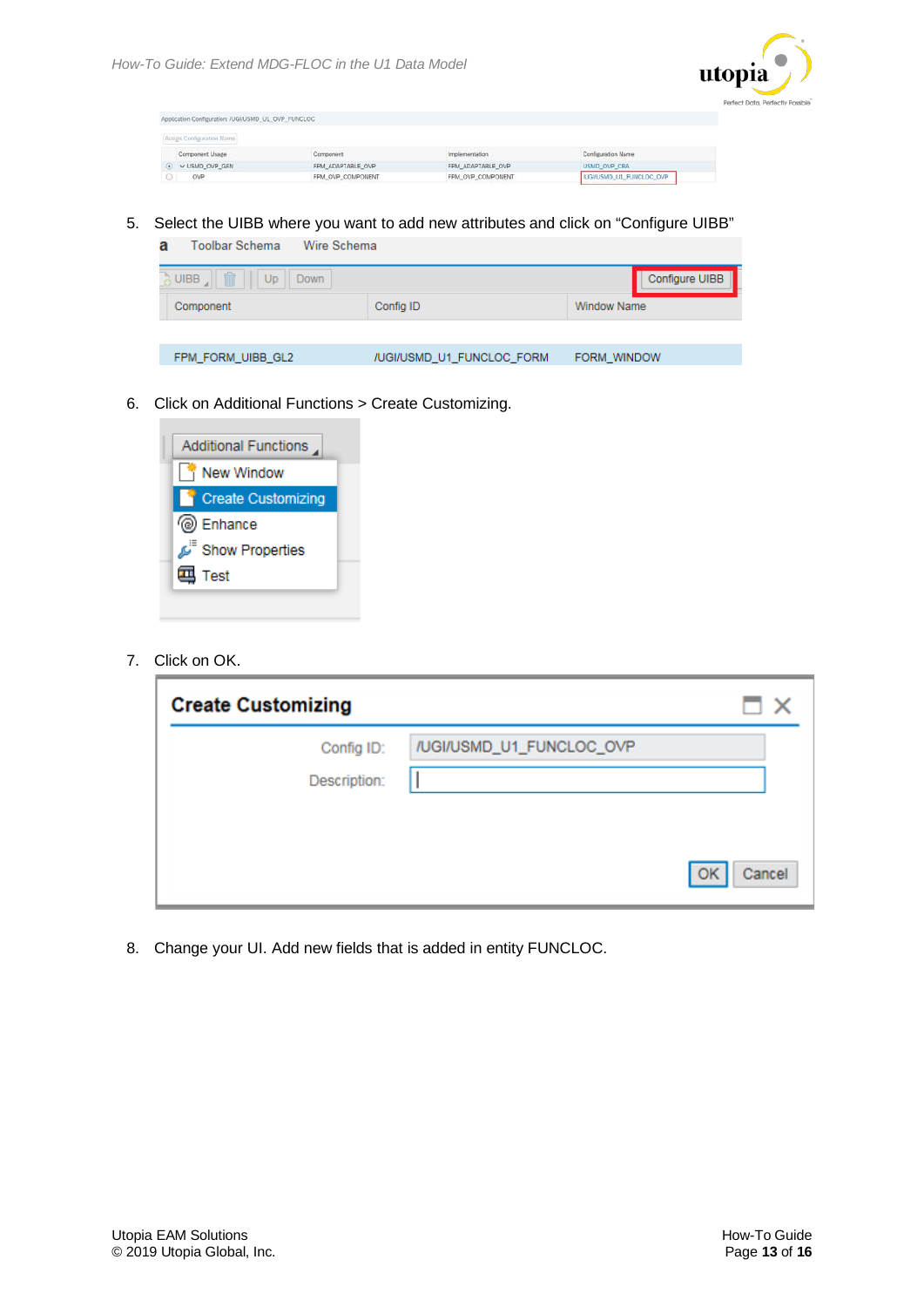Application Configuration: /UGI/USMD_U1_OVP_FUNCLOC

Assign Configuration Name

| | Component Usage | Component | Implementation | Configuration Name |
|---|---|---|---|---|
| ⦿ | ∨ USMD_OVP_GEN | FPM_ADAPTABLE_OVP | FPM_ADAPTABLE_OVP | USMD_OVP_CBA |
| ○ | OVP | FPM_OVP_COMPONENT | FPM_OVP_COMPONENT | /UGI/USMD_U1_FUNCLOC_OVP |

5. Select the UIBB where you want to add new attributes and click on “Configure UIBB”

a Toolbar Schema Wire Schema

UIBB | Up | Down | Configure UIBB

| Component | Config ID | Window Name |
|---|---|---|
| FPM_FORM_UIBB_GL2 | /UGI/USMD_U1_FUNCLOC_FORM | FORM_WINDOW |

6. Click on Additional Functions > Create Customizing.

Additional Functions
- New Window
- Create Customizing
- Enhance
- Show Properties
- Test

7. Click on OK.

**Create Customizing**

Config ID: /UGI/USMD_U1_FUNCLOC_OVP

Description:

OK Cancel

8. Change your UI. Add new fields that is added in entity FUNCLOC.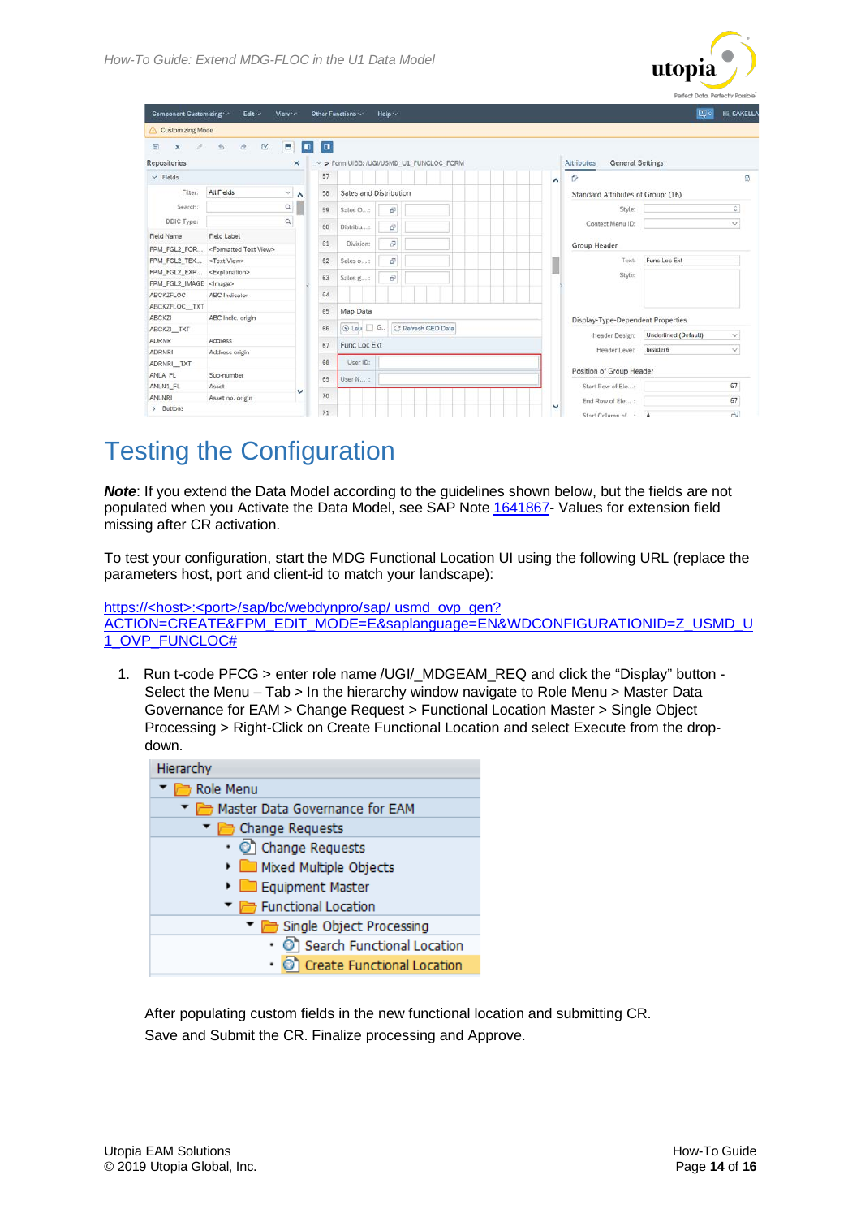# Testing the Configuration

***Note***: If you extend the Data Model according to the guidelines shown below, but the fields are not populated when you Activate the Data Model, see SAP Note 1641867- Values for extension field missing after CR activation.

To test your configuration, start the MDG Functional Location UI using the following URL (replace the parameters host, port and client-id to match your landscape):

https://<host>:<port>/sap/bc/webdynpro/sap/ usmd_ovp_gen?ACTION=CREATE&FPM_EDIT_MODE=E&saplanguage=EN&WDCONFIGURATIONID=Z_USMD_U1_OVP_FUNCLOC#

1. Run t-code PFCG > enter role name /UGI/_MDGEAM_REQ and click the "Display" button - Select the Menu – Tab > In the hierarchy window navigate to Role Menu > Master Data Governance for EAM > Change Request > Functional Location Master > Single Object Processing > Right-Click on Create Functional Location and select Execute from the drop-down.

After populating custom fields in the new functional location and submitting CR.

Save and Submit the CR. Finalize processing and Approve.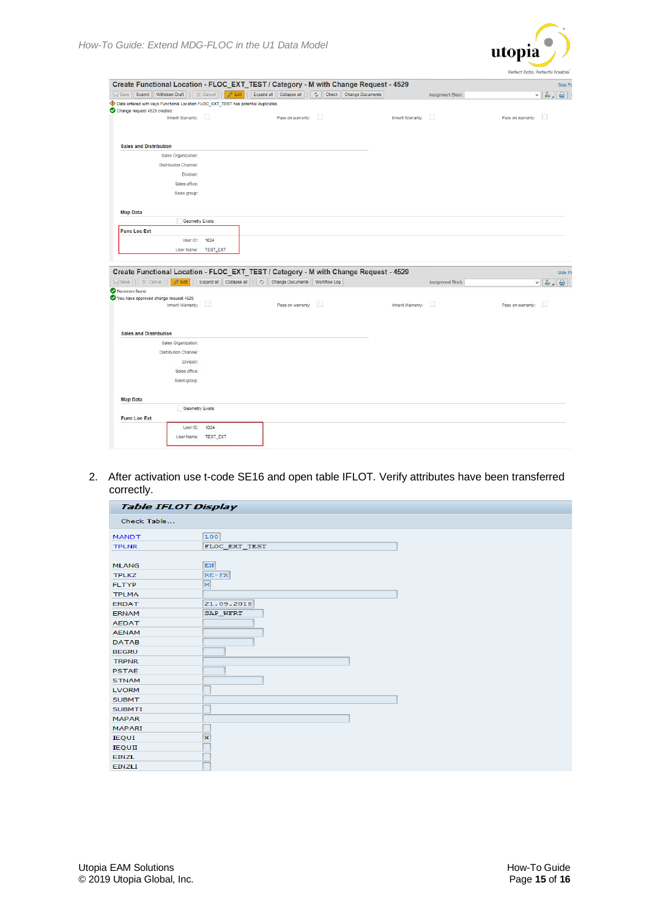2. After activation use t-code SE16 and open table IFLOT. Verify attributes have been transferred correctly.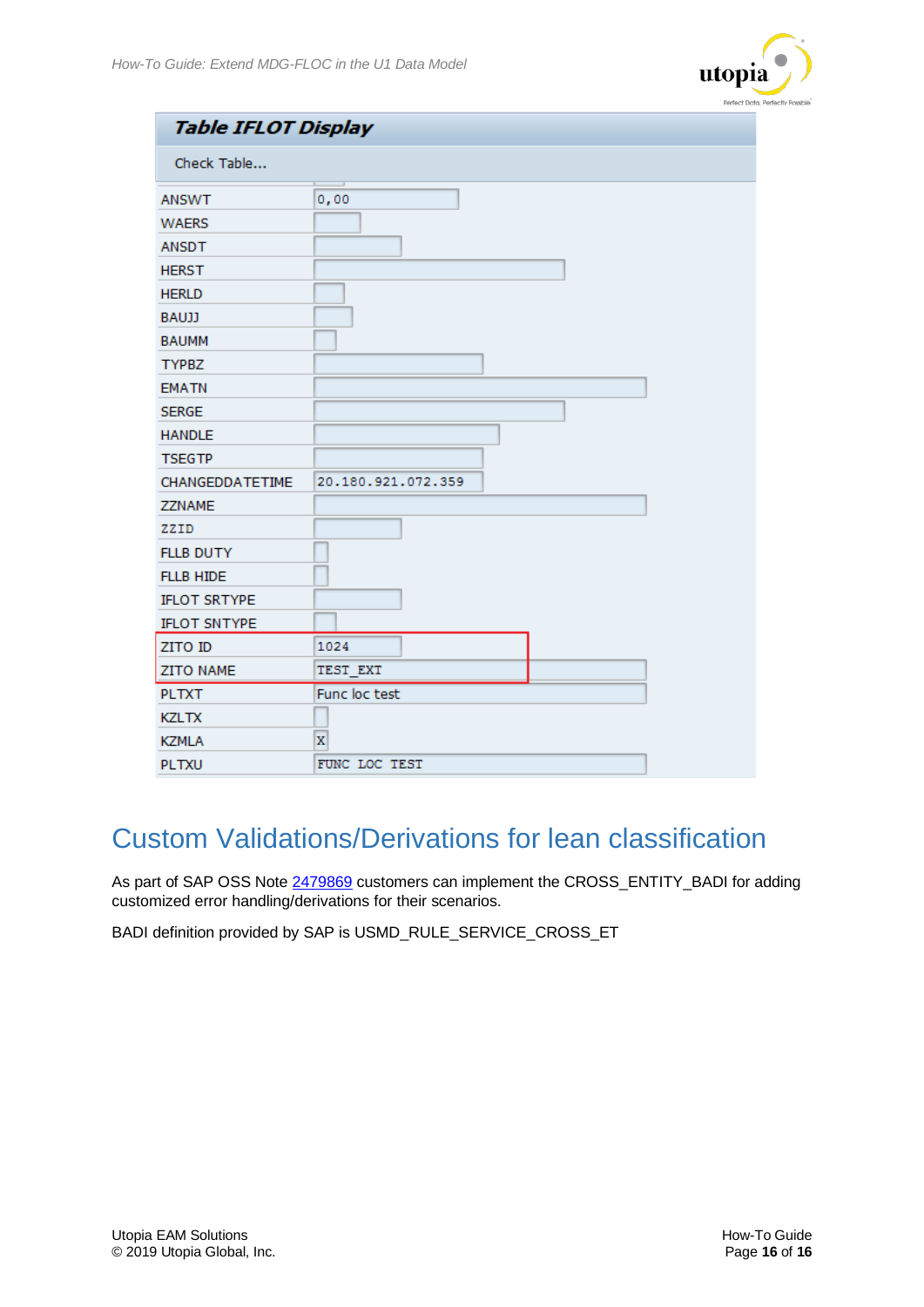**Table IFLOT Display**

Check Table...

| | |
|---|---|
| ANSWT | 0,00 |
| WAERS | |
| ANSDT | |
| HERST | |
| HERLD | |
| BAUJJ | |
| BAUMM | |
| TYPBZ | |
| EMATN | |
| SERGE | |
| HANDLE | |
| TSEGTP | |
| CHANGEDDATETIME | 20.180.921.072.359 |
| ZZNAME | |
| ZZID | |
| FLLB DUTY | |
| FLLB HIDE | |
| IFLOT SRTYPE | |
| IFLOT SNTYPE | |
| ZITO ID | 1024 |
| ZITO NAME | TEST_EXT |
| PLTXT | Func loc test |
| KZLTX | |
| KZMLA | X |
| PLTXU | FUNC LOC TEST |

# Custom Validations/Derivations for lean classification

As part of SAP OSS Note 2479869 customers can implement the CROSS_ENTITY_BADI for adding customized error handling/derivations for their scenarios.

BADI definition provided by SAP is USMD_RULE_SERVICE_CROSS_ET